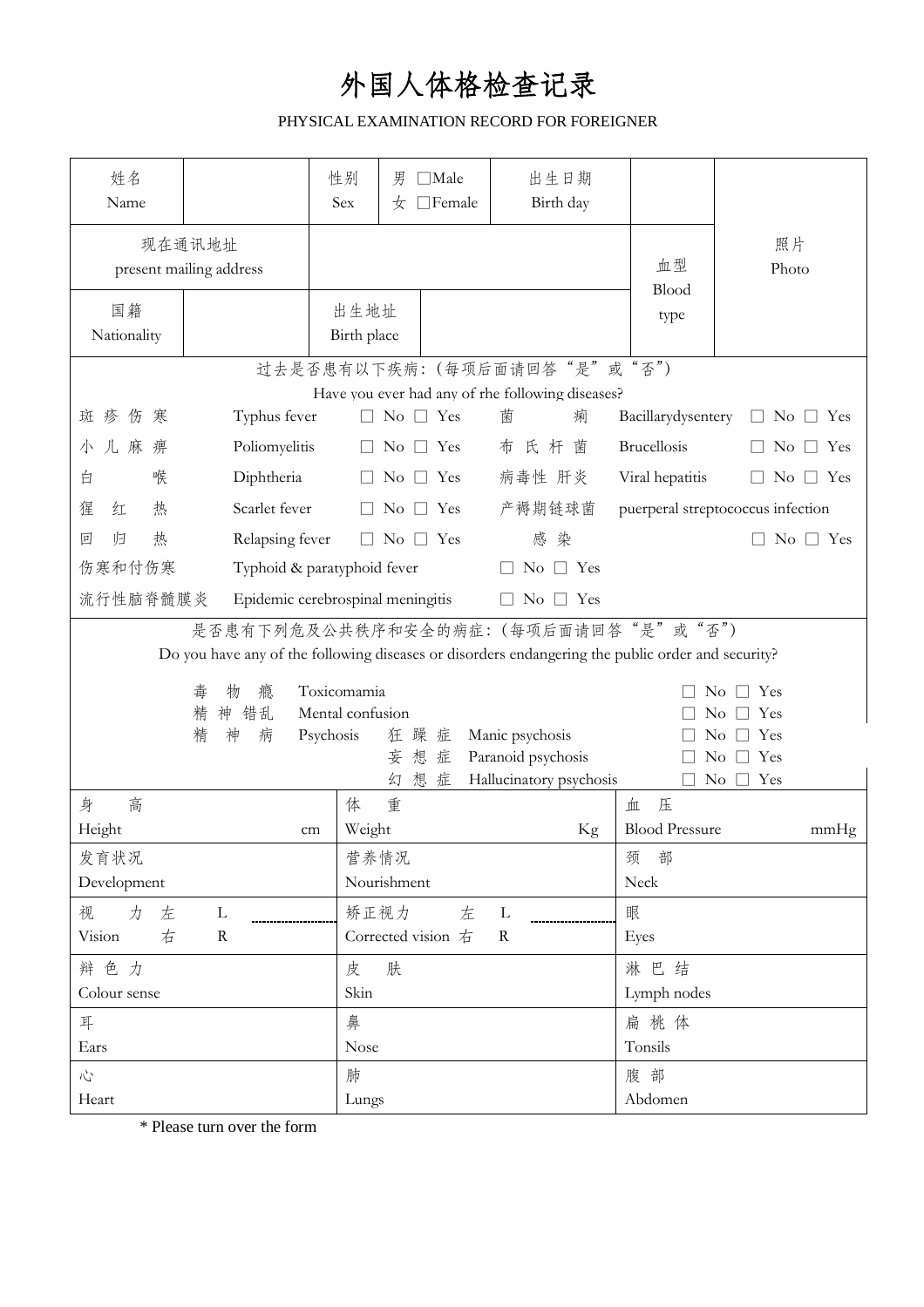# 外国人体格检查记录

PHYSICAL EXAMINATION RECORD FOR FOREIGNER

| 姓名<br>Name | | 性别<br>Sex | 男 □Male<br>女 □Female | 出生日期<br>Birth day | | 照片<br>Photo |
|---|---|---|---|---|---|---|
| 现在通讯地址<br>present mailing address | | | | | 血型<br>Blood<br>type | |
| 国籍<br>Nationality | | 出生地址<br>Birth place | | | | |

过去是否患有以下疾病:（每项后面请回答“是”或“否”）

Have you ever had any of rhe following diseases?

| | | | | | |
|---|---|---|---|---|---|
| 斑疹伤寒 | Typhus fever | □ No □ Yes | 菌痢 | Bacillarydysentery | □ No □ Yes |
| 小儿麻痹 | Poliomyelitis | □ No □ Yes | 布氏杆菌 | Brucellosis | □ No □ Yes |
| 白喉 | Diphtheria | □ No □ Yes | 病毒性 肝炎 | Viral hepatitis | □ No □ Yes |
| 猩红热 | Scarlet fever | □ No □ Yes | 产褥期链球菌感染 | puerperal streptococcus infection | □ No □ Yes |
| 回归热 | Relapsing fever | □ No □ Yes | | | |
| 伤寒和付伤寒 | Typhoid & paratyphoid fever | □ No □ Yes | | | |
| 流行性脑脊髓膜炎 | Epidemic cerebrospinal meningitis | □ No □ Yes | | | |

是否患有下列危及公共秩序和安全的病症:（每项后面请回答“是”或“否”）

Do you have any of the following diseases or disorders endangering the public order and security?

| | | | | |
|---|---|---|---|---|
| 毒物瘾 | Toxicomamia | | | □ No □ Yes |
| 精神错乱 | Mental confusion | | | □ No □ Yes |
| 精神病 | Psychosis | 狂躁症 | Manic psychosis | □ No □ Yes |
| | | 妄想症 | Paranoid psychosis | □ No □ Yes |
| | | 幻想症 | Hallucinatory psychosis | □ No □ Yes |

| | | |
|---|---|---|
| 身高<br>Height cm | 体重<br>Weight Kg | 血压<br>Blood Pressure mmHg |
| 发育状况<br>Development | 营养情况<br>Nourishment | 颈部<br>Neck |
| 视力 左 L<br>Vision 右 R | 矫正视力 左 L<br>Corrected vision 右 R | 眼<br>Eyes |
| 辩色力<br>Colour sense | 皮肤<br>Skin | 淋巴结<br>Lymph nodes |
| 耳<br>Ears | 鼻<br>Nose | 扁桃体<br>Tonsils |
| 心<br>Heart | 肺<br>Lungs | 腹部<br>Abdomen |

* Please turn over the form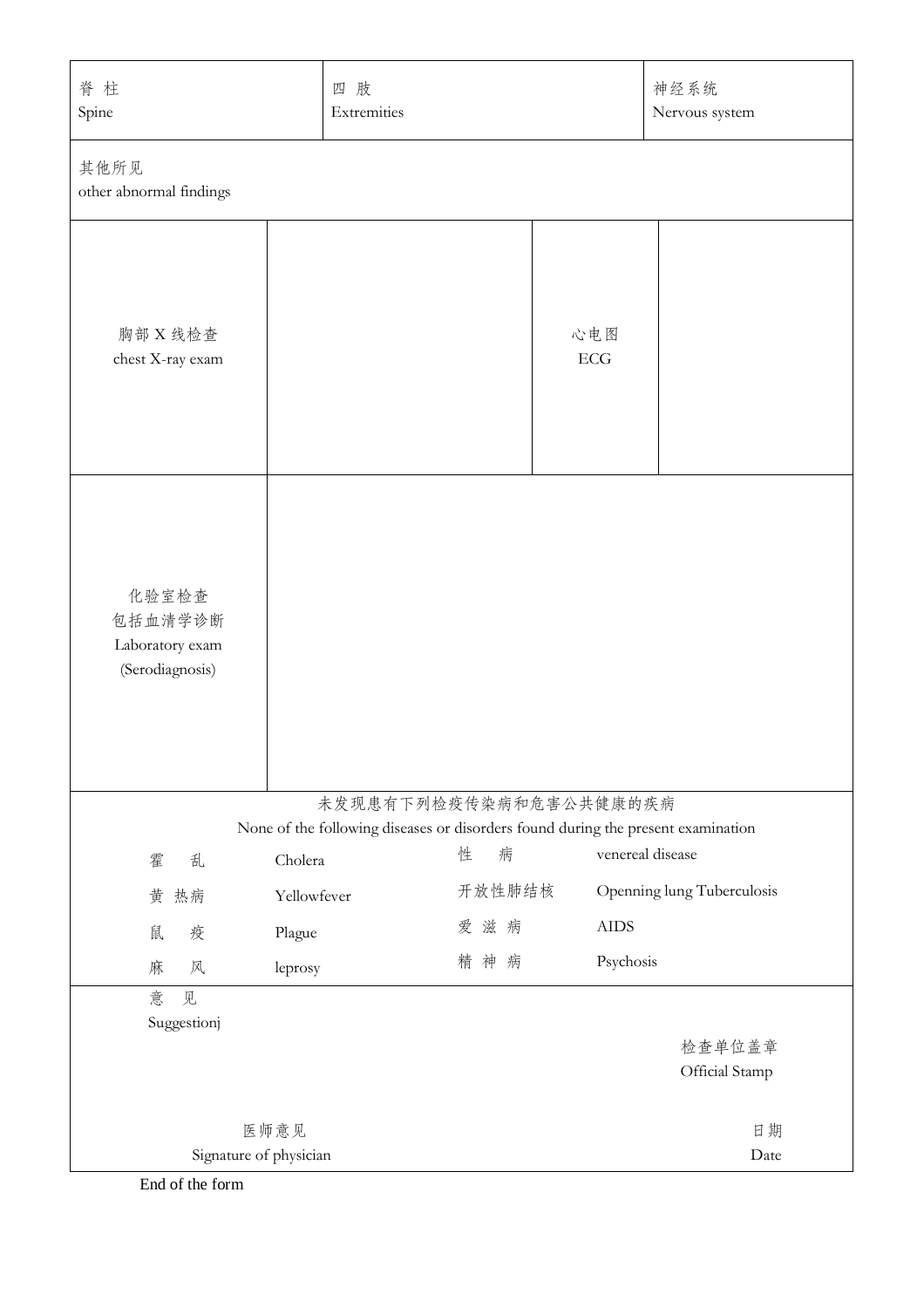| | | |
|---|---|---|
| 脊 柱<br>Spine | 四 肢<br>Extremities | 神经系统<br>Nervous system |

| |
|---|
| 其他所见<br>other abnormal findings |

| | | | |
|---|---|---|---|
| 胸部 X 线检查<br>chest X-ray exam | | 心电图<br>ECG | |

| | |
|---|---|
| 化验室检查<br>包括血清学诊断<br>Laboratory exam<br>(Serodiagnosis) | |

未发现患有下列检疫传染病和危害公共健康的疾病
None of the following diseases or disorders found during the present examination

| | | | |
|---|---|---|---|
| 霍 乱 | Cholera | 性 病 | venereal disease |
| 黄 热病 | Yellowfever | 开放性肺结核 | Openning lung Tuberculosis |
| 鼠 疫 | Plague | 爱 滋 病 | AIDS |
| 麻 风 | leprosy | 精 神 病 | Psychosis |

意 见
Suggestionj

检查单位盖章
Official Stamp

医师意见
Signature of physician

日期
Date

End of the form